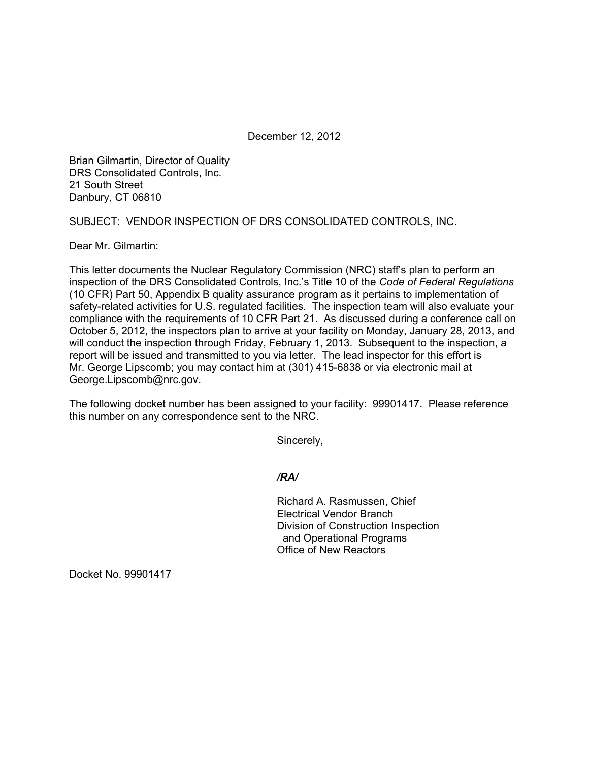December 12, 2012

Brian Gilmartin, Director of Quality
DRS Consolidated Controls, Inc.
21 South Street
Danbury, CT 06810

SUBJECT: VENDOR INSPECTION OF DRS CONSOLIDATED CONTROLS, INC.

Dear Mr. Gilmartin:

This letter documents the Nuclear Regulatory Commission (NRC) staff's plan to perform an inspection of the DRS Consolidated Controls, Inc.'s Title 10 of the *Code of Federal Regulations* (10 CFR) Part 50, Appendix B quality assurance program as it pertains to implementation of safety-related activities for U.S. regulated facilities. The inspection team will also evaluate your compliance with the requirements of 10 CFR Part 21. As discussed during a conference call on October 5, 2012, the inspectors plan to arrive at your facility on Monday, January 28, 2013, and will conduct the inspection through Friday, February 1, 2013. Subsequent to the inspection, a report will be issued and transmitted to you via letter. The lead inspector for this effort is Mr. George Lipscomb; you may contact him at (301) 415-6838 or via electronic mail at George.Lipscomb@nrc.gov.

The following docket number has been assigned to your facility: 99901417. Please reference this number on any correspondence sent to the NRC.

Sincerely,

***/RA/***

Richard A. Rasmussen, Chief
Electrical Vendor Branch
Division of Construction Inspection
and Operational Programs
Office of New Reactors

Docket No. 99901417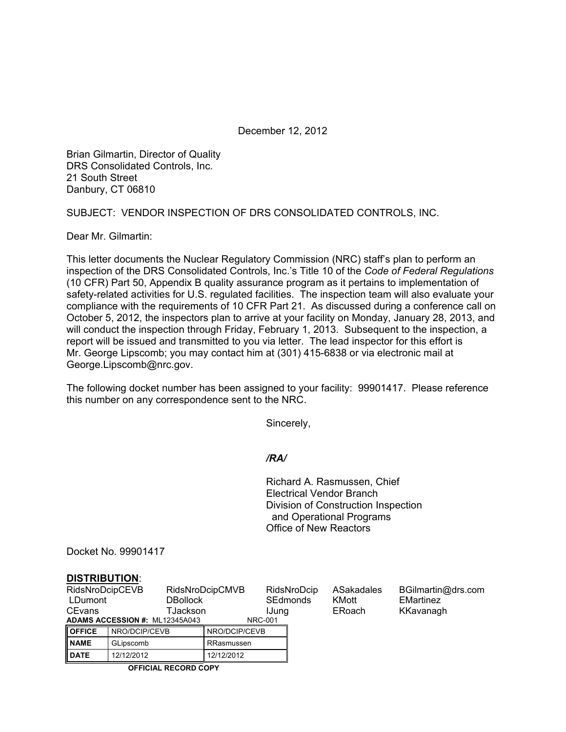December 12, 2012

Brian Gilmartin, Director of Quality
DRS Consolidated Controls, Inc.
21 South Street
Danbury, CT 06810

SUBJECT: VENDOR INSPECTION OF DRS CONSOLIDATED CONTROLS, INC.

Dear Mr. Gilmartin:

This letter documents the Nuclear Regulatory Commission (NRC) staff's plan to perform an inspection of the DRS Consolidated Controls, Inc.'s Title 10 of the *Code of Federal Regulations* (10 CFR) Part 50, Appendix B quality assurance program as it pertains to implementation of safety-related activities for U.S. regulated facilities. The inspection team will also evaluate your compliance with the requirements of 10 CFR Part 21. As discussed during a conference call on October 5, 2012, the inspectors plan to arrive at your facility on Monday, January 28, 2013, and will conduct the inspection through Friday, February 1, 2013. Subsequent to the inspection, a report will be issued and transmitted to you via letter. The lead inspector for this effort is Mr. George Lipscomb; you may contact him at (301) 415-6838 or via electronic mail at George.Lipscomb@nrc.gov.

The following docket number has been assigned to your facility: 99901417. Please reference this number on any correspondence sent to the NRC.

Sincerely,

*/RA/*

Richard A. Rasmussen, Chief
Electrical Vendor Branch
Division of Construction Inspection
and Operational Programs
Office of New Reactors

Docket No. 99901417

**DISTRIBUTION**:

| | | | | |
|---|---|---|---|---|
| RidsNroDcipCEVB | RidsNroDcipCMVB | RidsNroDcip | ASakadales | BGilmartin@drs.com |
| LDumont | DBollock | SEdmonds | KMott | EMartinez |
| CEvans | TJackson | IJung | ERoach | KKavanagh |

**ADAMS ACCESSION #:** ML12345A043 NRC-001

| **OFFICE** | NRO/DCIP/CEVB | NRO/DCIP/CEVB |
|---|---|---|
| **NAME** | GLipscomb | RRasmussen |
| **DATE** | 12/12/2012 | 12/12/2012 |

**OFFICIAL RECORD COPY**